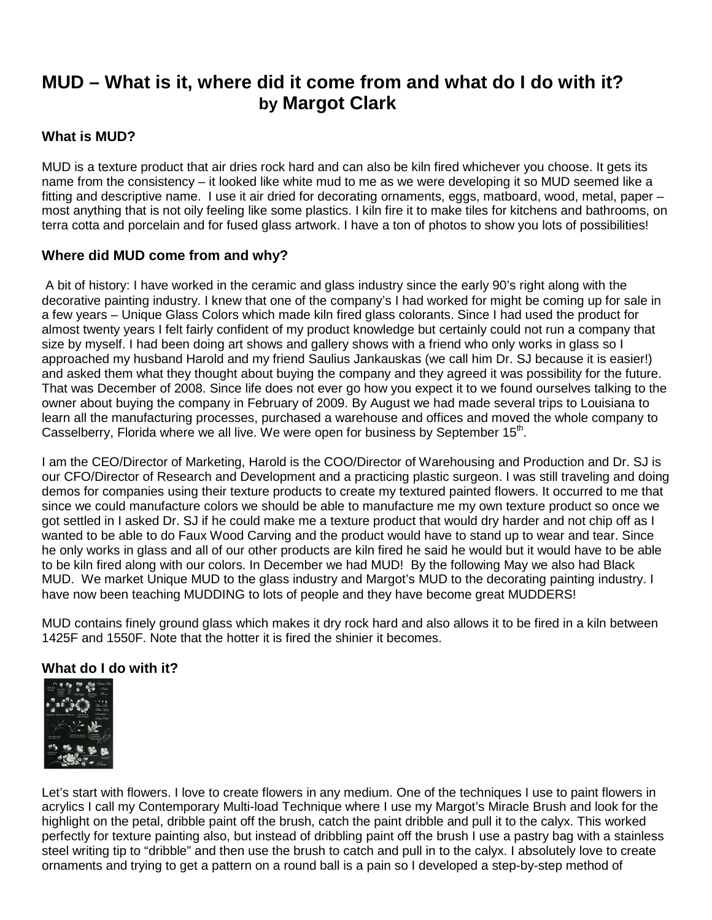# MUD – What is it, where did it come from and what do I do with it?
## by Margot Clark

### What is MUD?

MUD is a texture product that air dries rock hard and can also be kiln fired whichever you choose. It gets its name from the consistency – it looked like white mud to me as we were developing it so MUD seemed like a fitting and descriptive name. I use it air dried for decorating ornaments, eggs, matboard, wood, metal, paper – most anything that is not oily feeling like some plastics. I kiln fire it to make tiles for kitchens and bathrooms, on terra cotta and porcelain and for fused glass artwork. I have a ton of photos to show you lots of possibilities!

### Where did MUD come from and why?

A bit of history: I have worked in the ceramic and glass industry since the early 90's right along with the decorative painting industry. I knew that one of the company's I had worked for might be coming up for sale in a few years – Unique Glass Colors which made kiln fired glass colorants. Since I had used the product for almost twenty years I felt fairly confident of my product knowledge but certainly could not run a company that size by myself. I had been doing art shows and gallery shows with a friend who only works in glass so I approached my husband Harold and my friend Saulius Jankauskas (we call him Dr. SJ because it is easier!) and asked them what they thought about buying the company and they agreed it was possibility for the future. That was December of 2008. Since life does not ever go how you expect it to we found ourselves talking to the owner about buying the company in February of 2009. By August we had made several trips to Louisiana to learn all the manufacturing processes, purchased a warehouse and offices and moved the whole company to Casselberry, Florida where we all live. We were open for business by September 15th.

I am the CEO/Director of Marketing, Harold is the COO/Director of Warehousing and Production and Dr. SJ is our CFO/Director of Research and Development and a practicing plastic surgeon. I was still traveling and doing demos for companies using their texture products to create my textured painted flowers. It occurred to me that since we could manufacture colors we should be able to manufacture me my own texture product so once we got settled in I asked Dr. SJ if he could make me a texture product that would dry harder and not chip off as I wanted to be able to do Faux Wood Carving and the product would have to stand up to wear and tear. Since he only works in glass and all of our other products are kiln fired he said he would but it would have to be able to be kiln fired along with our colors. In December we had MUD! By the following May we also had Black MUD. We market Unique MUD to the glass industry and Margot's MUD to the decorating painting industry. I have now been teaching MUDDING to lots of people and they have become great MUDDERS!

MUD contains finely ground glass which makes it dry rock hard and also allows it to be fired in a kiln between 1425F and 1550F. Note that the hotter it is fired the shinier it becomes.

### What do I do with it?

Let's start with flowers. I love to create flowers in any medium. One of the techniques I use to paint flowers in acrylics I call my Contemporary Multi-load Technique where I use my Margot's Miracle Brush and look for the highlight on the petal, dribble paint off the brush, catch the paint dribble and pull it to the calyx. This worked perfectly for texture painting also, but instead of dribbling paint off the brush I use a pastry bag with a stainless steel writing tip to "dribble" and then use the brush to catch and pull in to the calyx. I absolutely love to create ornaments and trying to get a pattern on a round ball is a pain so I developed a step-by-step method of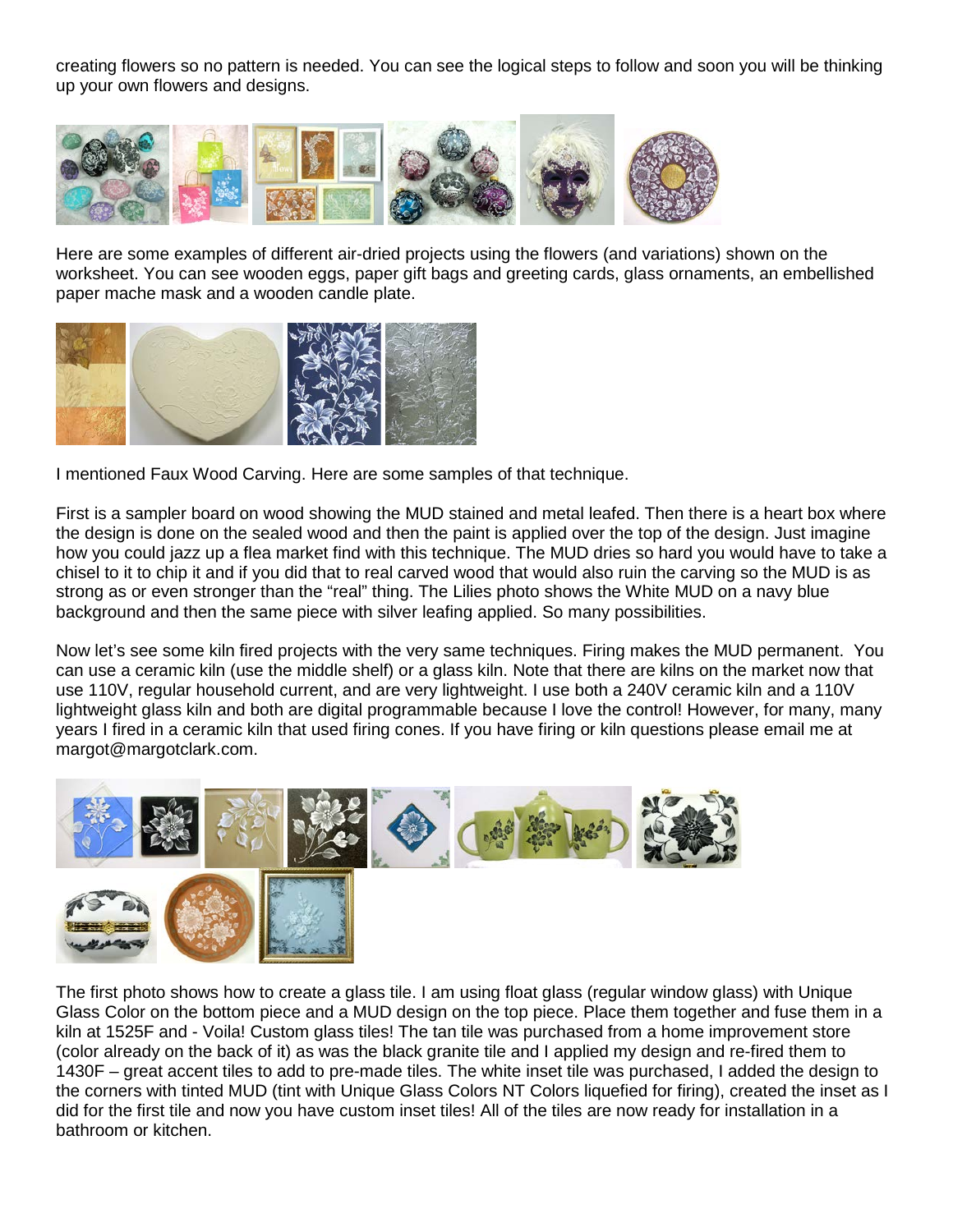creating flowers so no pattern is needed. You can see the logical steps to follow and soon you will be thinking up your own flowers and designs.

Here are some examples of different air-dried projects using the flowers (and variations) shown on the worksheet. You can see wooden eggs, paper gift bags and greeting cards, glass ornaments, an embellished paper mache mask and a wooden candle plate.

I mentioned Faux Wood Carving. Here are some samples of that technique.

First is a sampler board on wood showing the MUD stained and metal leafed. Then there is a heart box where the design is done on the sealed wood and then the paint is applied over the top of the design. Just imagine how you could jazz up a flea market find with this technique. The MUD dries so hard you would have to take a chisel to it to chip it and if you did that to real carved wood that would also ruin the carving so the MUD is as strong as or even stronger than the "real" thing. The Lilies photo shows the White MUD on a navy blue background and then the same piece with silver leafing applied. So many possibilities.

Now let's see some kiln fired projects with the very same techniques. Firing makes the MUD permanent. You can use a ceramic kiln (use the middle shelf) or a glass kiln. Note that there are kilns on the market now that use 110V, regular household current, and are very lightweight. I use both a 240V ceramic kiln and a 110V lightweight glass kiln and both are digital programmable because I love the control! However, for many, many years I fired in a ceramic kiln that used firing cones. If you have firing or kiln questions please email me at margot@margotclark.com.

The first photo shows how to create a glass tile. I am using float glass (regular window glass) with Unique Glass Color on the bottom piece and a MUD design on the top piece. Place them together and fuse them in a kiln at 1525F and - Voila! Custom glass tiles! The tan tile was purchased from a home improvement store (color already on the back of it) as was the black granite tile and I applied my design and re-fired them to 1430F – great accent tiles to add to pre-made tiles. The white inset tile was purchased, I added the design to the corners with tinted MUD (tint with Unique Glass Colors NT Colors liquefied for firing), created the inset as I did for the first tile and now you have custom inset tiles! All of the tiles are now ready for installation in a bathroom or kitchen.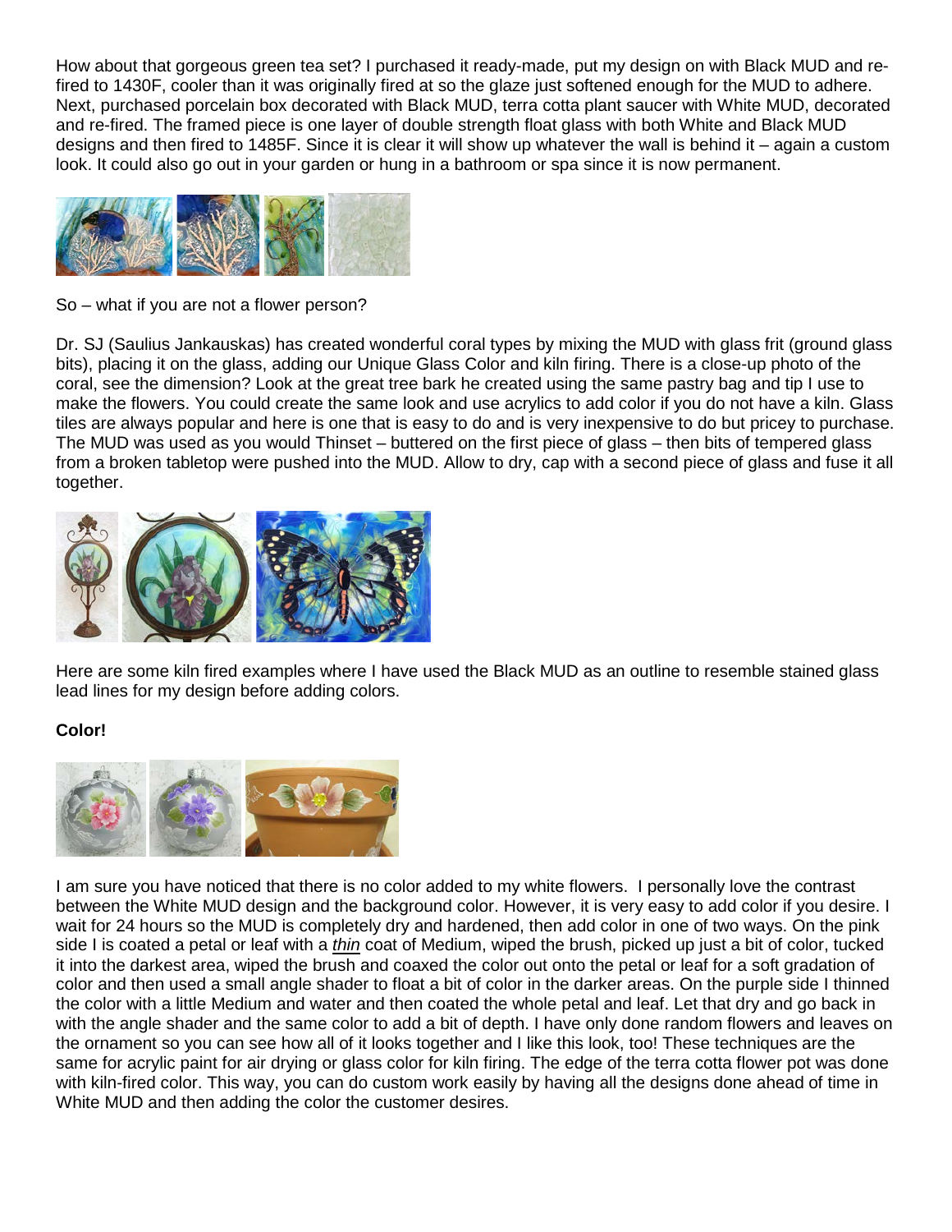How about that gorgeous green tea set? I purchased it ready-made, put my design on with Black MUD and re-fired to 1430F, cooler than it was originally fired at so the glaze just softened enough for the MUD to adhere. Next, purchased porcelain box decorated with Black MUD, terra cotta plant saucer with White MUD, decorated and re-fired. The framed piece is one layer of double strength float glass with both White and Black MUD designs and then fired to 1485F. Since it is clear it will show up whatever the wall is behind it – again a custom look. It could also go out in your garden or hung in a bathroom or spa since it is now permanent.

So – what if you are not a flower person?

Dr. SJ (Saulius Jankauskas) has created wonderful coral types by mixing the MUD with glass frit (ground glass bits), placing it on the glass, adding our Unique Glass Color and kiln firing. There is a close-up photo of the coral, see the dimension? Look at the great tree bark he created using the same pastry bag and tip I use to make the flowers. You could create the same look and use acrylics to add color if you do not have a kiln. Glass tiles are always popular and here is one that is easy to do and is very inexpensive to do but pricey to purchase. The MUD was used as you would Thinset – buttered on the first piece of glass – then bits of tempered glass from a broken tabletop were pushed into the MUD. Allow to dry, cap with a second piece of glass and fuse it all together.

Here are some kiln fired examples where I have used the Black MUD as an outline to resemble stained glass lead lines for my design before adding colors.

**Color!**

I am sure you have noticed that there is no color added to my white flowers. I personally love the contrast between the White MUD design and the background color. However, it is very easy to add color if you desire. I wait for 24 hours so the MUD is completely dry and hardened, then add color in one of two ways. On the pink side I is coated a petal or leaf with a ***thin*** coat of Medium, wiped the brush, picked up just a bit of color, tucked it into the darkest area, wiped the brush and coaxed the color out onto the petal or leaf for a soft gradation of color and then used a small angle shader to float a bit of color in the darker areas. On the purple side I thinned the color with a little Medium and water and then coated the whole petal and leaf. Let that dry and go back in with the angle shader and the same color to add a bit of depth. I have only done random flowers and leaves on the ornament so you can see how all of it looks together and I like this look, too! These techniques are the same for acrylic paint for air drying or glass color for kiln firing. The edge of the terra cotta flower pot was done with kiln-fired color. This way, you can do custom work easily by having all the designs done ahead of time in White MUD and then adding the color the customer desires.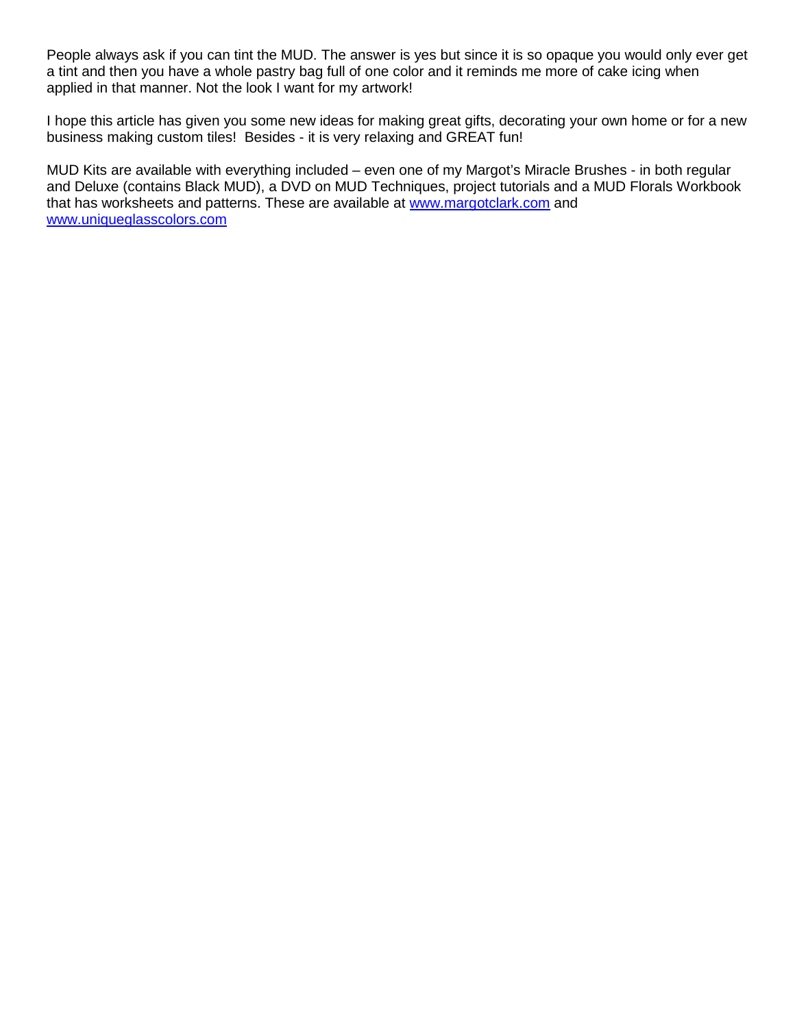People always ask if you can tint the MUD. The answer is yes but since it is so opaque you would only ever get a tint and then you have a whole pastry bag full of one color and it reminds me more of cake icing when applied in that manner. Not the look I want for my artwork!

I hope this article has given you some new ideas for making great gifts, decorating your own home or for a new business making custom tiles!  Besides - it is very relaxing and GREAT fun!

MUD Kits are available with everything included – even one of my Margot's Miracle Brushes - in both regular and Deluxe (contains Black MUD), a DVD on MUD Techniques, project tutorials and a MUD Florals Workbook that has worksheets and patterns. These are available at [www.margotclark.com](http://www.margotclark.com) and [www.uniqueglasscolors.com](http://www.uniqueglasscolors.com)